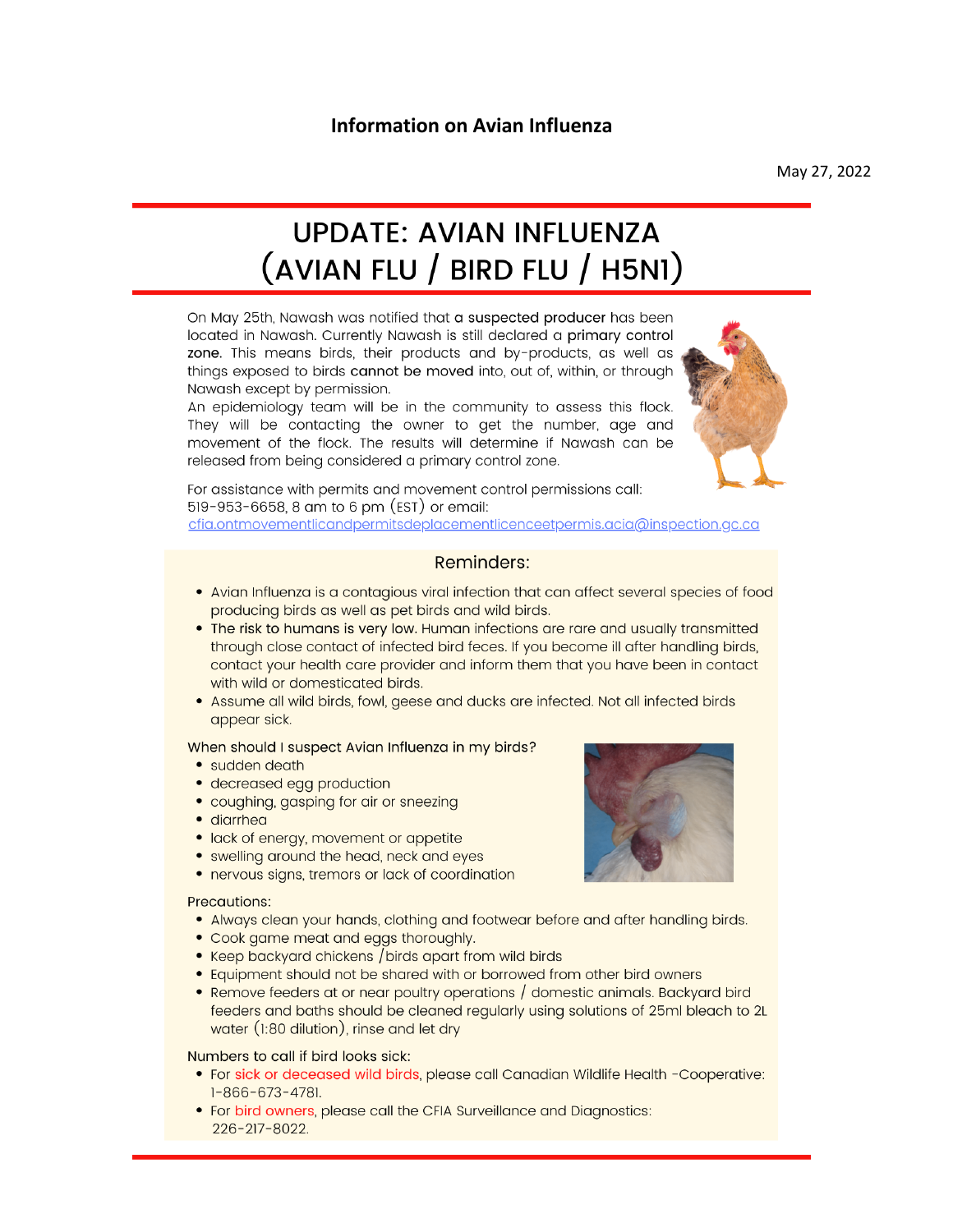# Information on Avian Influenza

May 27, 2022

## UPDATE: AVIAN INFLUENZA (AVIAN FLU / BIRD FLU / H5N1)

On May 25th, Nawash was notified that **a suspected producer** has been located in Nawash. Currently Nawash is still declared a **primary control zone.** This means birds, their products and by-products, as well as things exposed to birds **cannot be moved** into, out of, within, or through Nawash except by permission.

An epidemiology team will be in the community to assess this flock. They will be contacting the owner to get the number, age and movement of the flock. The results will determine if Nawash can be released from being considered a primary control zone.

For assistance with permits and movement control permissions call: 519-953-6658, 8 am to 6 pm (EST) or email: cfia.ontmovementlicandpermitsdeplacementlicenceetpermis.acia@inspection.gc.ca

### Reminders:

- Avian Influenza is a contagious viral infection that can affect several species of food producing birds as well as pet birds and wild birds.
- **The risk to humans is very low.** Human infections are rare and usually transmitted through close contact of infected bird feces. If you become ill after handling birds, contact your health care provider and inform them that you have been in contact with wild or domesticated birds.
- Assume all wild birds, fowl, geese and ducks are infected. Not all infected birds appear sick.

When should I suspect Avian Influenza in my birds?

- sudden death
- decreased egg production
- coughing, gasping for air or sneezing
- diarrhea
- lack of energy, movement or appetite
- swelling around the head, neck and eyes
- nervous signs, tremors or lack of coordination

Precautions:

- Always clean your hands, clothing and footwear before and after handling birds.
- Cook game meat and eggs thoroughly.
- Keep backyard chickens /birds apart from wild birds
- Equipment should not be shared with or borrowed from other bird owners
- Remove feeders at or near poultry operations / domestic animals. Backyard bird feeders and baths should be cleaned regularly using solutions of 25ml bleach to 2L water (1:80 dilution), rinse and let dry

Numbers to call if bird looks sick:

- For sick or deceased wild birds, please call Canadian Wildlife Health -Cooperative: 1-866-673-4781.
- For bird owners, please call the CFIA Surveillance and Diagnostics: 226-217-8022.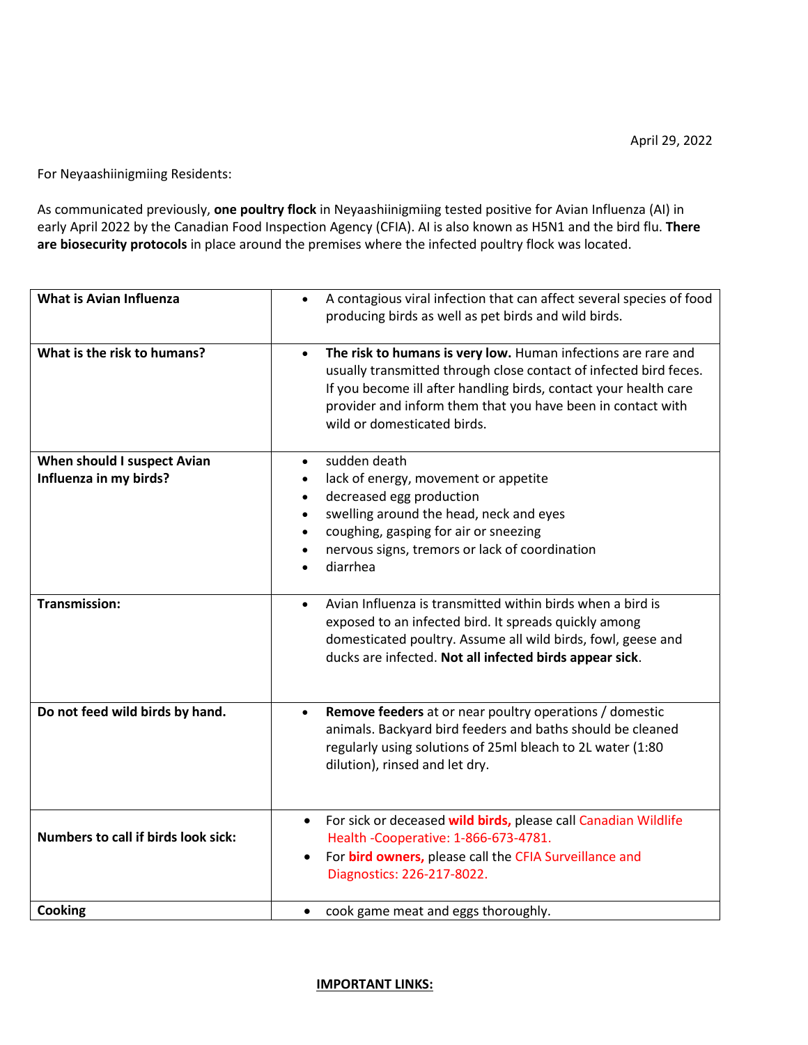April 29, 2022

For Neyaashiinigmiing Residents:

As communicated previously, **one poultry flock** in Neyaashiinigmiing tested positive for Avian Influenza (AI) in early April 2022 by the Canadian Food Inspection Agency (CFIA). AI is also known as H5N1 and the bird flu. **There are biosecurity protocols** in place around the premises where the infected poultry flock was located.

| **What is Avian Influenza** | • A contagious viral infection that can affect several species of food producing birds as well as pet birds and wild birds. |
|---|---|
| **What is the risk to humans?** | • **The risk to humans is very low.** Human infections are rare and usually transmitted through close contact of infected bird feces. If you become ill after handling birds, contact your health care provider and inform them that you have been in contact with wild or domesticated birds. |
| **When should I suspect Avian Influenza in my birds?** | • sudden death<br>• lack of energy, movement or appetite<br>• decreased egg production<br>• swelling around the head, neck and eyes<br>• coughing, gasping for air or sneezing<br>• nervous signs, tremors or lack of coordination<br>• diarrhea |
| **Transmission:** | • Avian Influenza is transmitted within birds when a bird is exposed to an infected bird. It spreads quickly among domesticated poultry. Assume all wild birds, fowl, geese and ducks are infected. **Not all infected birds appear sick**. |
| **Do not feed wild birds by hand.** | • **Remove feeders** at or near poultry operations / domestic animals. Backyard bird feeders and baths should be cleaned regularly using solutions of 25ml bleach to 2L water (1:80 dilution), rinsed and let dry. |
| **Numbers to call if birds look sick:** | • For sick or deceased **wild birds,** please call Canadian Wildlife Health -Cooperative: 1-866-673-4781.<br>• For **bird owners,** please call the CFIA Surveillance and Diagnostics: 226-217-8022. |
| **Cooking** | • cook game meat and eggs thoroughly. |

**IMPORTANT LINKS:**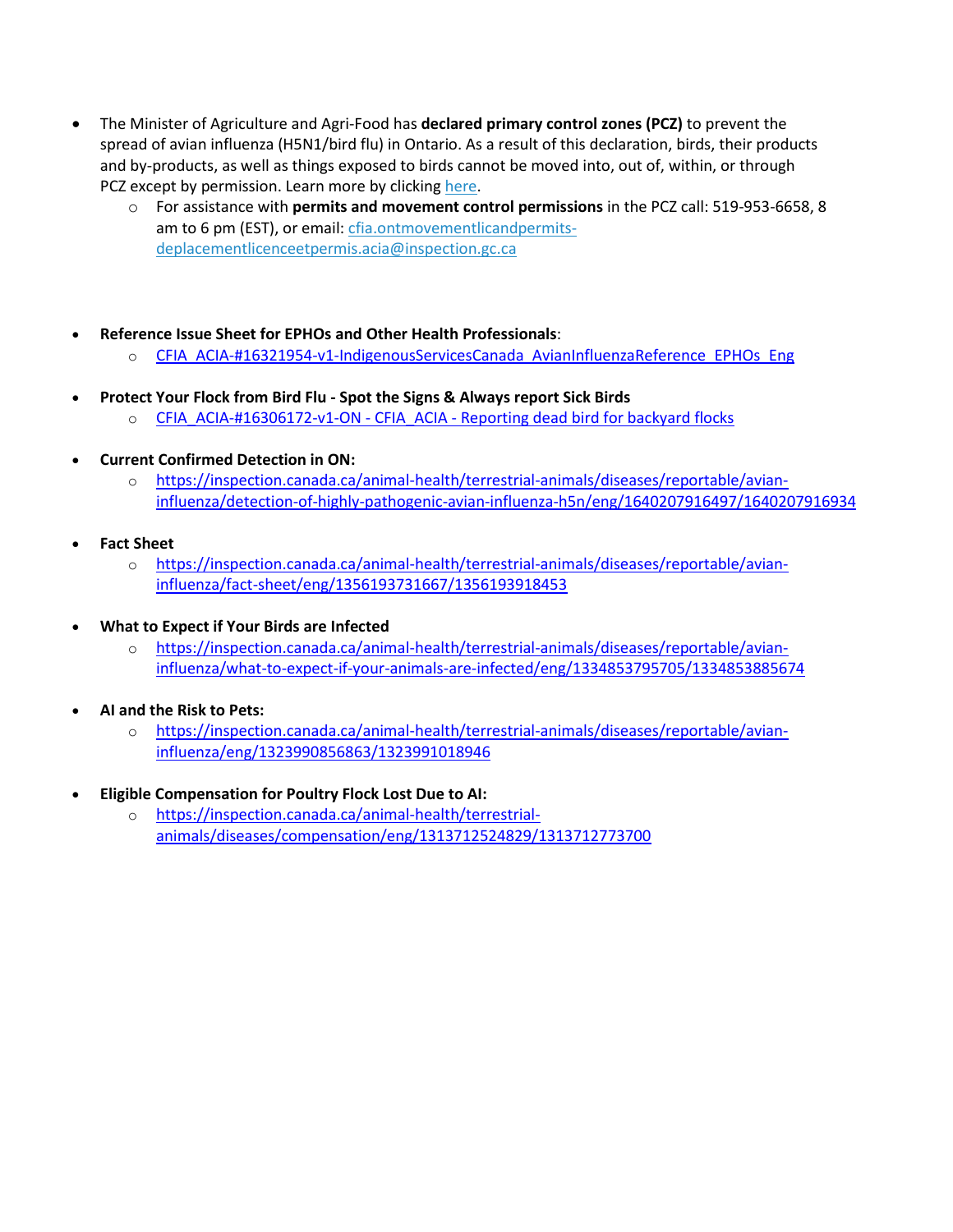- The Minister of Agriculture and Agri-Food has **declared primary control zones (PCZ)** to prevent the spread of avian influenza (H5N1/bird flu) in Ontario. As a result of this declaration, birds, their products and by-products, as well as things exposed to birds cannot be moved into, out of, within, or through PCZ except by permission. Learn more by clicking here.
  - For assistance with **permits and movement control permissions** in the PCZ call: 519-953-6658, 8 am to 6 pm (EST), or email: cfia.ontmovementlicandpermits-deplacementlicenceetpermis.acia@inspection.gc.ca

- **Reference Issue Sheet for EPHOs and Other Health Professionals**:
  - CFIA_ACIA-#16321954-v1-IndigenousServicesCanada_AvianInfluenzaReference_EPHOs_Eng

- **Protect Your Flock from Bird Flu - Spot the Signs & Always report Sick Birds**
  - CFIA_ACIA-#16306172-v1-ON - CFIA_ACIA - Reporting dead bird for backyard flocks

- **Current Confirmed Detection in ON:**
  - https://inspection.canada.ca/animal-health/terrestrial-animals/diseases/reportable/avian-influenza/detection-of-highly-pathogenic-avian-influenza-h5n/eng/1640207916497/1640207916934

- **Fact Sheet**
  - https://inspection.canada.ca/animal-health/terrestrial-animals/diseases/reportable/avian-influenza/fact-sheet/eng/1356193731667/1356193918453

- **What to Expect if Your Birds are Infected**
  - https://inspection.canada.ca/animal-health/terrestrial-animals/diseases/reportable/avian-influenza/what-to-expect-if-your-animals-are-infected/eng/1334853795705/1334853885674

- **AI and the Risk to Pets:**
  - https://inspection.canada.ca/animal-health/terrestrial-animals/diseases/reportable/avian-influenza/eng/1323990856863/1323991018946

- **Eligible Compensation for Poultry Flock Lost Due to AI:**
  - https://inspection.canada.ca/animal-health/terrestrial-animals/diseases/compensation/eng/1313712524829/1313712773700